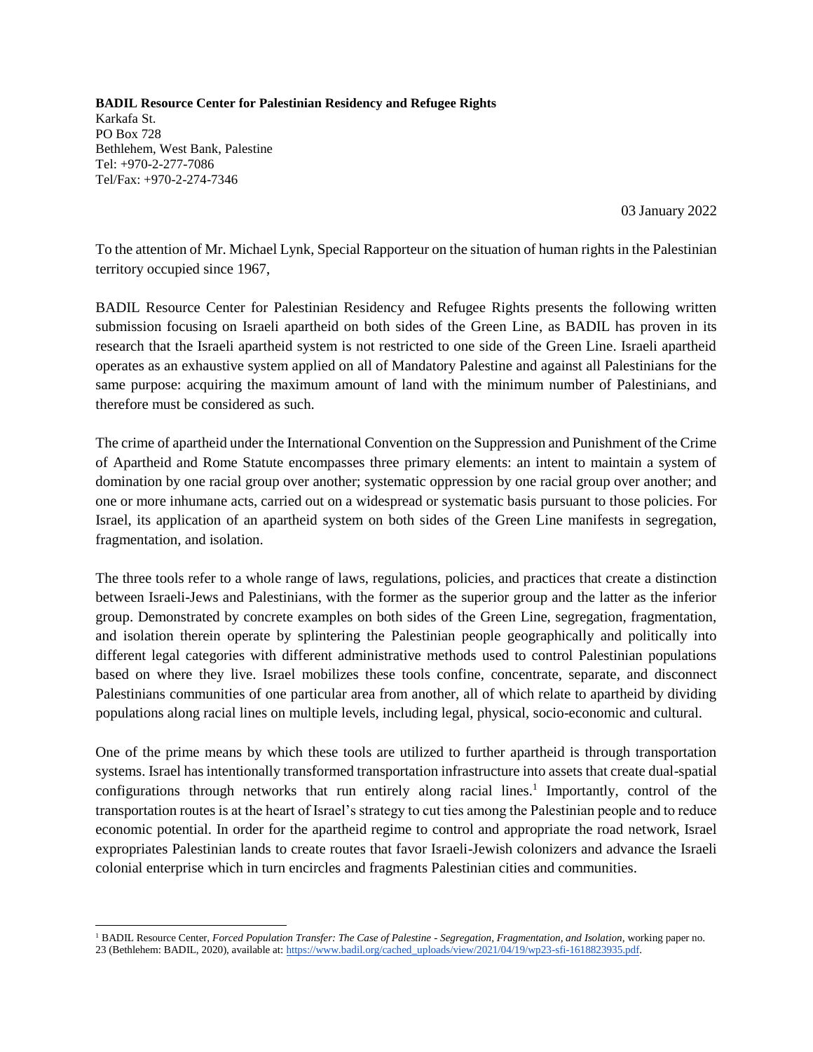**BADIL Resource Center for Palestinian Residency and Refugee Rights**
Karkafa St.
PO Box 728
Bethlehem, West Bank, Palestine
Tel: +970-2-277-7086
Tel/Fax: +970-2-274-7346

03 January 2022

To the attention of Mr. Michael Lynk, Special Rapporteur on the situation of human rights in the Palestinian territory occupied since 1967,

BADIL Resource Center for Palestinian Residency and Refugee Rights presents the following written submission focusing on Israeli apartheid on both sides of the Green Line, as BADIL has proven in its research that the Israeli apartheid system is not restricted to one side of the Green Line. Israeli apartheid operates as an exhaustive system applied on all of Mandatory Palestine and against all Palestinians for the same purpose: acquiring the maximum amount of land with the minimum number of Palestinians, and therefore must be considered as such.

The crime of apartheid under the International Convention on the Suppression and Punishment of the Crime of Apartheid and Rome Statute encompasses three primary elements: an intent to maintain a system of domination by one racial group over another; systematic oppression by one racial group over another; and one or more inhumane acts, carried out on a widespread or systematic basis pursuant to those policies. For Israel, its application of an apartheid system on both sides of the Green Line manifests in segregation, fragmentation, and isolation.

The three tools refer to a whole range of laws, regulations, policies, and practices that create a distinction between Israeli-Jews and Palestinians, with the former as the superior group and the latter as the inferior group. Demonstrated by concrete examples on both sides of the Green Line, segregation, fragmentation, and isolation therein operate by splintering the Palestinian people geographically and politically into different legal categories with different administrative methods used to control Palestinian populations based on where they live. Israel mobilizes these tools confine, concentrate, separate, and disconnect Palestinians communities of one particular area from another, all of which relate to apartheid by dividing populations along racial lines on multiple levels, including legal, physical, socio-economic and cultural.

One of the prime means by which these tools are utilized to further apartheid is through transportation systems. Israel has intentionally transformed transportation infrastructure into assets that create dual-spatial configurations through networks that run entirely along racial lines.[1] Importantly, control of the transportation routes is at the heart of Israel's strategy to cut ties among the Palestinian people and to reduce economic potential. In order for the apartheid regime to control and appropriate the road network, Israel expropriates Palestinian lands to create routes that favor Israeli-Jewish colonizers and advance the Israeli colonial enterprise which in turn encircles and fragments Palestinian cities and communities.

---

[1] BADIL Resource Center, *Forced Population Transfer: The Case of Palestine - Segregation, Fragmentation, and Isolation,* working paper no. 23 (Bethlehem: BADIL, 2020), available at: https://www.badil.org/cached_uploads/view/2021/04/19/wp23-sfi-1618823935.pdf.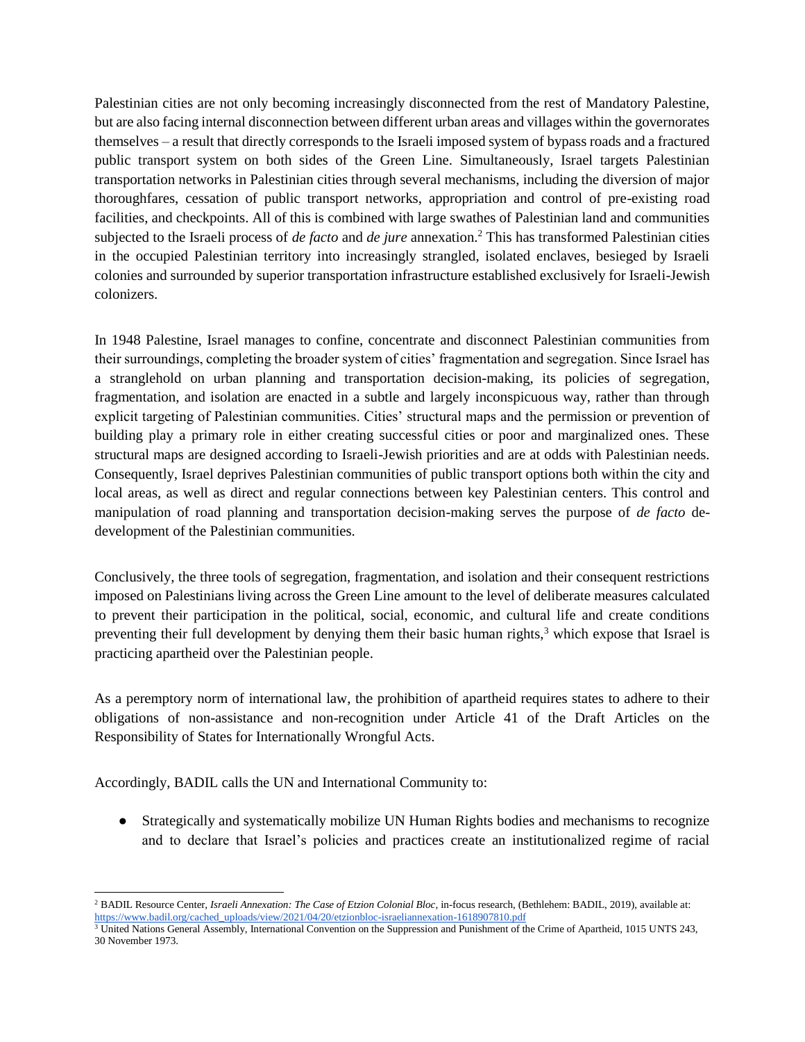Palestinian cities are not only becoming increasingly disconnected from the rest of Mandatory Palestine, but are also facing internal disconnection between different urban areas and villages within the governorates themselves – a result that directly corresponds to the Israeli imposed system of bypass roads and a fractured public transport system on both sides of the Green Line. Simultaneously, Israel targets Palestinian transportation networks in Palestinian cities through several mechanisms, including the diversion of major thoroughfares, cessation of public transport networks, appropriation and control of pre-existing road facilities, and checkpoints. All of this is combined with large swathes of Palestinian land and communities subjected to the Israeli process of *de facto* and *de jure* annexation.[2] This has transformed Palestinian cities in the occupied Palestinian territory into increasingly strangled, isolated enclaves, besieged by Israeli colonies and surrounded by superior transportation infrastructure established exclusively for Israeli-Jewish colonizers.

In 1948 Palestine, Israel manages to confine, concentrate and disconnect Palestinian communities from their surroundings, completing the broader system of cities' fragmentation and segregation. Since Israel has a stranglehold on urban planning and transportation decision-making, its policies of segregation, fragmentation, and isolation are enacted in a subtle and largely inconspicuous way, rather than through explicit targeting of Palestinian communities. Cities' structural maps and the permission or prevention of building play a primary role in either creating successful cities or poor and marginalized ones. These structural maps are designed according to Israeli-Jewish priorities and are at odds with Palestinian needs. Consequently, Israel deprives Palestinian communities of public transport options both within the city and local areas, as well as direct and regular connections between key Palestinian centers. This control and manipulation of road planning and transportation decision-making serves the purpose of *de facto* de-development of the Palestinian communities.

Conclusively, the three tools of segregation, fragmentation, and isolation and their consequent restrictions imposed on Palestinians living across the Green Line amount to the level of deliberate measures calculated to prevent their participation in the political, social, economic, and cultural life and create conditions preventing their full development by denying them their basic human rights,[3] which expose that Israel is practicing apartheid over the Palestinian people.

As a peremptory norm of international law, the prohibition of apartheid requires states to adhere to their obligations of non-assistance and non-recognition under Article 41 of the Draft Articles on the Responsibility of States for Internationally Wrongful Acts.

Accordingly, BADIL calls the UN and International Community to:

- Strategically and systematically mobilize UN Human Rights bodies and mechanisms to recognize and to declare that Israel's policies and practices create an institutionalized regime of racial

---

[2] BADIL Resource Center, *Israeli Annexation: The Case of Etzion Colonial Bloc*, in-focus research, (Bethlehem: BADIL, 2019), available at: https://www.badil.org/cached_uploads/view/2021/04/20/etzionbloc-israeliannexation-1618907810.pdf

[3] United Nations General Assembly, International Convention on the Suppression and Punishment of the Crime of Apartheid, 1015 UNTS 243, 30 November 1973.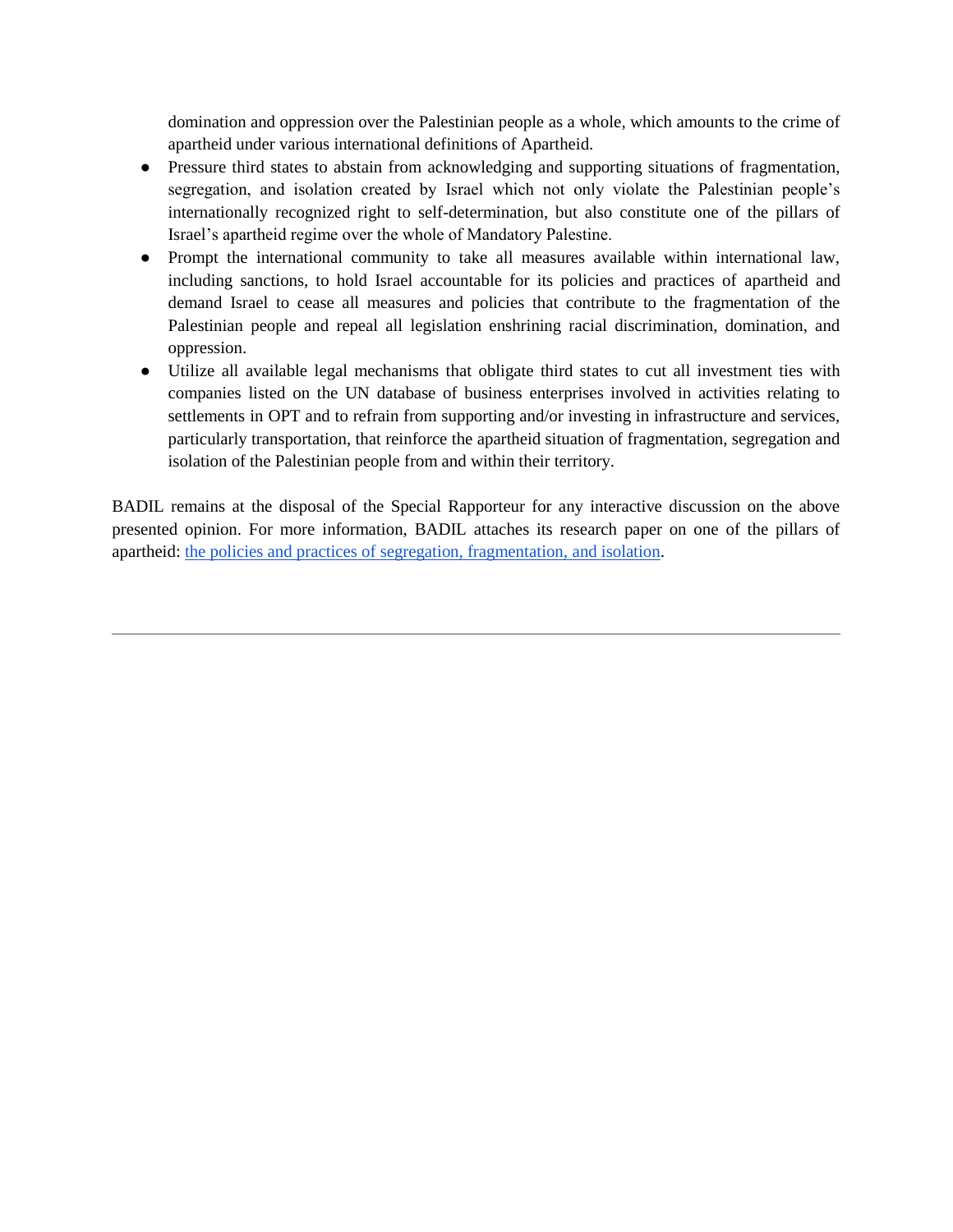domination and oppression over the Palestinian people as a whole, which amounts to the crime of apartheid under various international definitions of Apartheid.

- Pressure third states to abstain from acknowledging and supporting situations of fragmentation, segregation, and isolation created by Israel which not only violate the Palestinian people's internationally recognized right to self-determination, but also constitute one of the pillars of Israel's apartheid regime over the whole of Mandatory Palestine.
- Prompt the international community to take all measures available within international law, including sanctions, to hold Israel accountable for its policies and practices of apartheid and demand Israel to cease all measures and policies that contribute to the fragmentation of the Palestinian people and repeal all legislation enshrining racial discrimination, domination, and oppression.
- Utilize all available legal mechanisms that obligate third states to cut all investment ties with companies listed on the UN database of business enterprises involved in activities relating to settlements in OPT and to refrain from supporting and/or investing in infrastructure and services, particularly transportation, that reinforce the apartheid situation of fragmentation, segregation and isolation of the Palestinian people from and within their territory.

BADIL remains at the disposal of the Special Rapporteur for any interactive discussion on the above presented opinion. For more information, BADIL attaches its research paper on one of the pillars of apartheid: the policies and practices of segregation, fragmentation, and isolation.

---